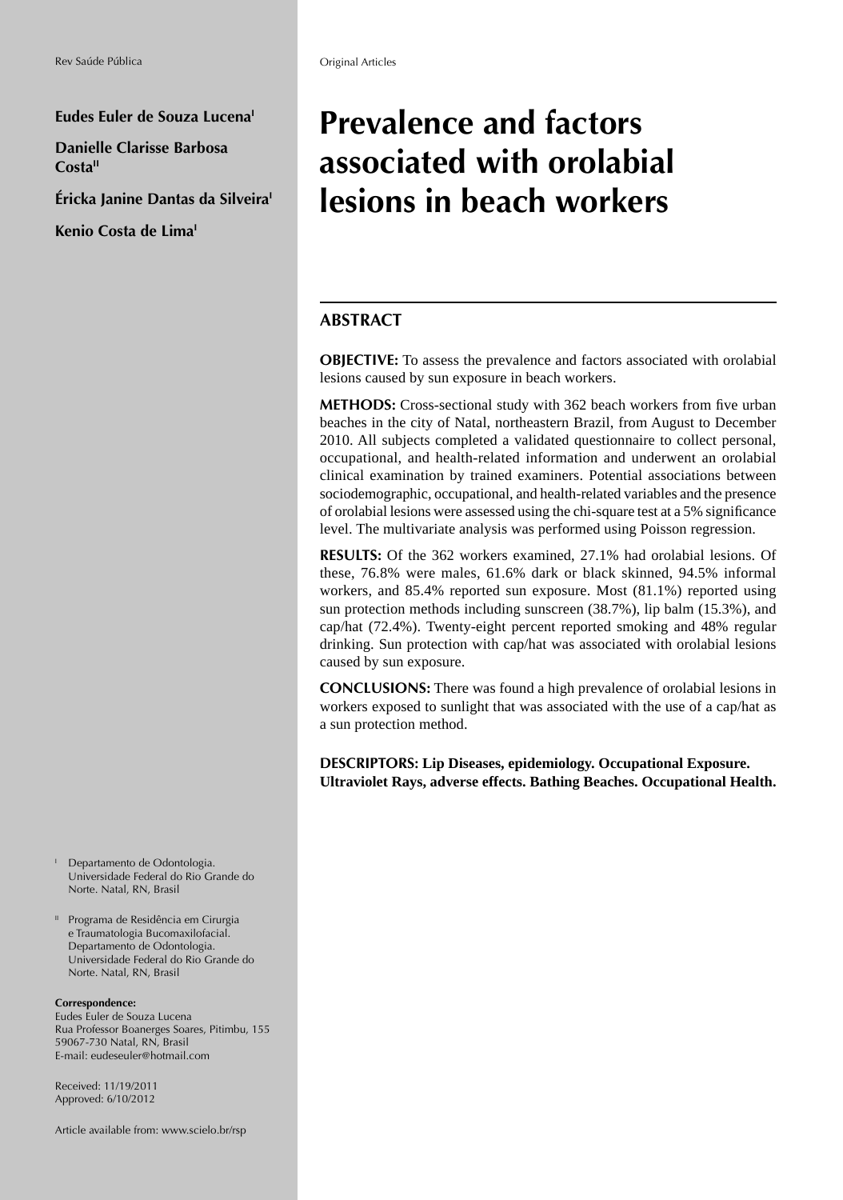Original Articles

**Eudes Euler de Souza Lucena**[I]

**Danielle Clarisse Barbosa Costa**[II]

**Éricka Janine Dantas da Silveira**[I]

**Kenio Costa de Lima**[I]

# Prevalence and factors associated with orolabial lesions in beach workers

## ABSTRACT

**OBJECTIVE:** To assess the prevalence and factors associated with orolabial lesions caused by sun exposure in beach workers.

**METHODS:** Cross-sectional study with 362 beach workers from five urban beaches in the city of Natal, northeastern Brazil, from August to December 2010. All subjects completed a validated questionnaire to collect personal, occupational, and health-related information and underwent an orolabial clinical examination by trained examiners. Potential associations between sociodemographic, occupational, and health-related variables and the presence of orolabial lesions were assessed using the chi-square test at a 5% significance level. The multivariate analysis was performed using Poisson regression.

**RESULTS:** Of the 362 workers examined, 27.1% had orolabial lesions. Of these, 76.8% were males, 61.6% dark or black skinned, 94.5% informal workers, and 85.4% reported sun exposure. Most (81.1%) reported using sun protection methods including sunscreen (38.7%), lip balm (15.3%), and cap/hat (72.4%). Twenty-eight percent reported smoking and 48% regular drinking. Sun protection with cap/hat was associated with orolabial lesions caused by sun exposure.

**CONCLUSIONS:** There was found a high prevalence of orolabial lesions in workers exposed to sunlight that was associated with the use of a cap/hat as a sun protection method.

**DESCRIPTORS: Lip Diseases, epidemiology. Occupational Exposure. Ultraviolet Rays, adverse effects. Bathing Beaches. Occupational Health.**

[I] Departamento de Odontologia. Universidade Federal do Rio Grande do Norte. Natal, RN, Brasil

[II] Programa de Residência em Cirurgia e Traumatologia Bucomaxilofacial. Departamento de Odontologia. Universidade Federal do Rio Grande do Norte. Natal, RN, Brasil

**Correspondence:**
Eudes Euler de Souza Lucena
Rua Professor Boanerges Soares, Pitimbu, 155
59067-730 Natal, RN, Brasil
E-mail: eudeseuler@hotmail.com

Received: 11/19/2011
Approved: 6/10/2012

Article available from: www.scielo.br/rsp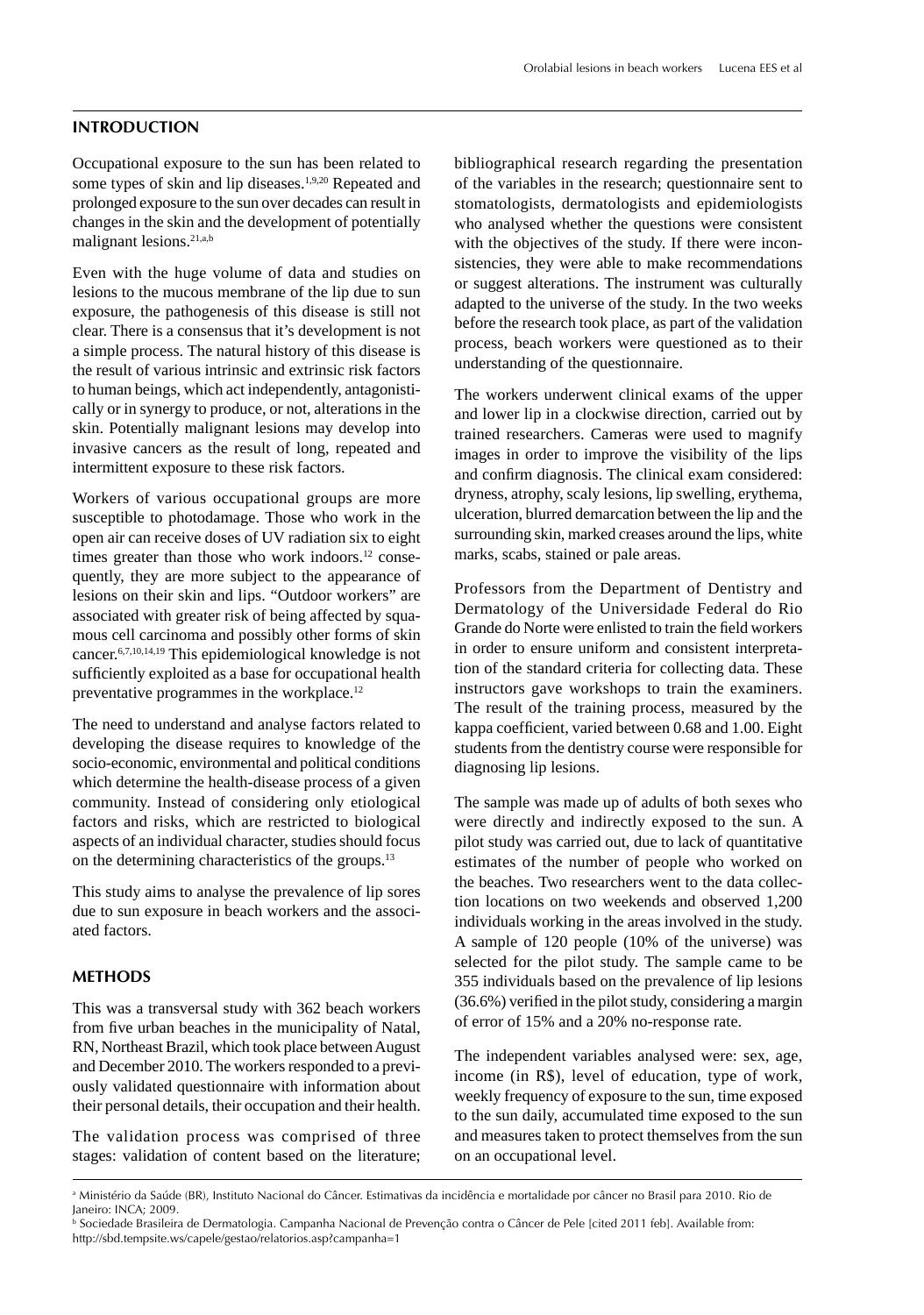## INTRODUCTION

Occupational exposure to the sun has been related to some types of skin and lip diseases.[1,9,20] Repeated and prolonged exposure to the sun over decades can result in changes in the skin and the development of potentially malignant lesions.[21,a,b]

Even with the huge volume of data and studies on lesions to the mucous membrane of the lip due to sun exposure, the pathogenesis of this disease is still not clear. There is a consensus that it's development is not a simple process. The natural history of this disease is the result of various intrinsic and extrinsic risk factors to human beings, which act independently, antagonistically or in synergy to produce, or not, alterations in the skin. Potentially malignant lesions may develop into invasive cancers as the result of long, repeated and intermittent exposure to these risk factors.

Workers of various occupational groups are more susceptible to photodamage. Those who work in the open air can receive doses of UV radiation six to eight times greater than those who work indoors.[12] consequently, they are more subject to the appearance of lesions on their skin and lips. "Outdoor workers" are associated with greater risk of being affected by squamous cell carcinoma and possibly other forms of skin cancer.[6,7,10,14,19] This epidemiological knowledge is not sufficiently exploited as a base for occupational health preventative programmes in the workplace.[12]

The need to understand and analyse factors related to developing the disease requires to knowledge of the socio-economic, environmental and political conditions which determine the health-disease process of a given community. Instead of considering only etiological factors and risks, which are restricted to biological aspects of an individual character, studies should focus on the determining characteristics of the groups.[13]

This study aims to analyse the prevalence of lip sores due to sun exposure in beach workers and the associated factors.

## METHODS

This was a transversal study with 362 beach workers from five urban beaches in the municipality of Natal, RN, Northeast Brazil, which took place between August and December 2010. The workers responded to a previously validated questionnaire with information about their personal details, their occupation and their health.

The validation process was comprised of three stages: validation of content based on the literature; bibliographical research regarding the presentation of the variables in the research; questionnaire sent to stomatologists, dermatologists and epidemiologists who analysed whether the questions were consistent with the objectives of the study. If there were inconsistencies, they were able to make recommendations or suggest alterations. The instrument was culturally adapted to the universe of the study. In the two weeks before the research took place, as part of the validation process, beach workers were questioned as to their understanding of the questionnaire.

The workers underwent clinical exams of the upper and lower lip in a clockwise direction, carried out by trained researchers. Cameras were used to magnify images in order to improve the visibility of the lips and confirm diagnosis. The clinical exam considered: dryness, atrophy, scaly lesions, lip swelling, erythema, ulceration, blurred demarcation between the lip and the surrounding skin, marked creases around the lips, white marks, scabs, stained or pale areas.

Professors from the Department of Dentistry and Dermatology of the Universidade Federal do Rio Grande do Norte were enlisted to train the field workers in order to ensure uniform and consistent interpretation of the standard criteria for collecting data. These instructors gave workshops to train the examiners. The result of the training process, measured by the kappa coefficient, varied between 0.68 and 1.00. Eight students from the dentistry course were responsible for diagnosing lip lesions.

The sample was made up of adults of both sexes who were directly and indirectly exposed to the sun. A pilot study was carried out, due to lack of quantitative estimates of the number of people who worked on the beaches. Two researchers went to the data collection locations on two weekends and observed 1,200 individuals working in the areas involved in the study. A sample of 120 people (10% of the universe) was selected for the pilot study. The sample came to be 355 individuals based on the prevalence of lip lesions (36.6%) verified in the pilot study, considering a margin of error of 15% and a 20% no-response rate.

The independent variables analysed were: sex, age, income (in R$), level of education, type of work, weekly frequency of exposure to the sun, time exposed to the sun daily, accumulated time exposed to the sun and measures taken to protect themselves from the sun on an occupational level.

---

[a] Ministério da Saúde (BR), Instituto Nacional do Câncer. Estimativas da incidência e mortalidade por câncer no Brasil para 2010. Rio de Janeiro: INCA; 2009.

[b] Sociedade Brasileira de Dermatologia. Campanha Nacional de Prevenção contra o Câncer de Pele [cited 2011 feb]. Available from: http://sbd.tempsite.ws/capele/gestao/relatorios.asp?campanha=1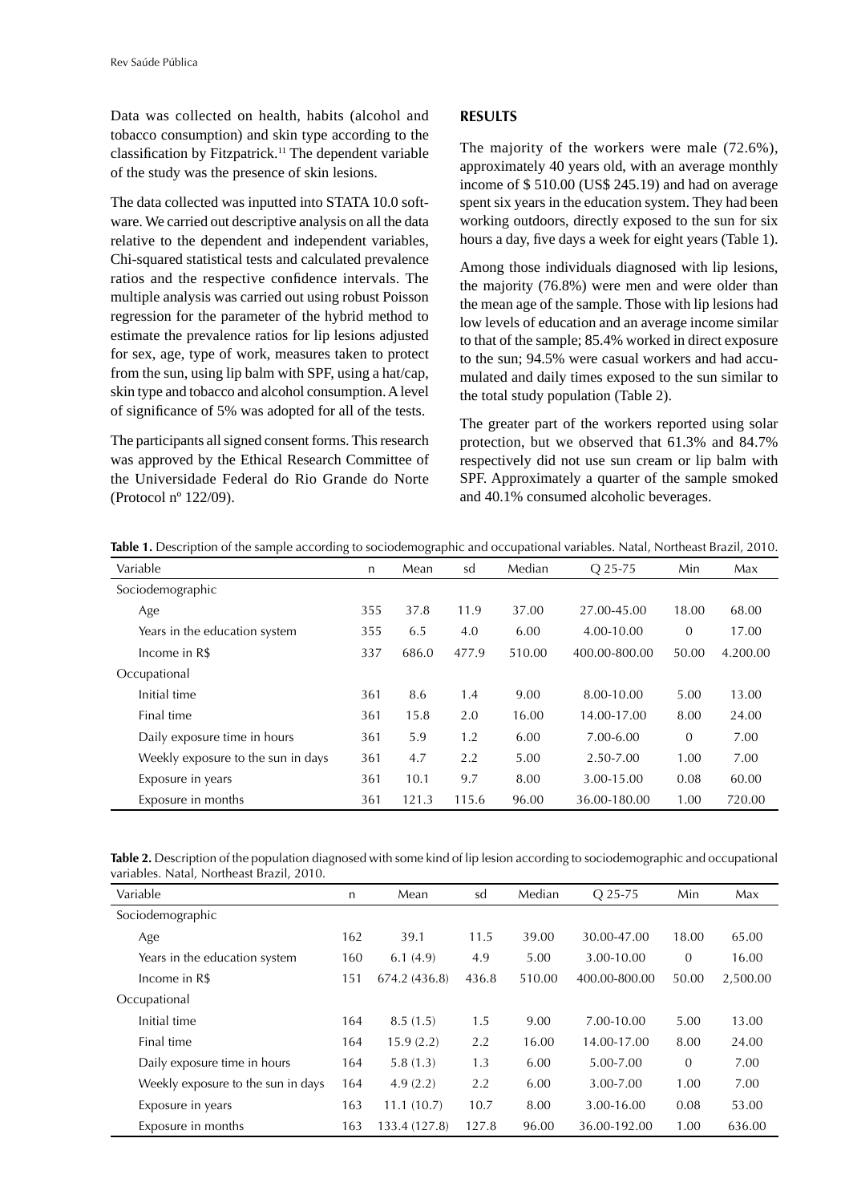Data was collected on health, habits (alcohol and tobacco consumption) and skin type according to the classification by Fitzpatrick.[11] The dependent variable of the study was the presence of skin lesions.

The data collected was inputted into STATA 10.0 software. We carried out descriptive analysis on all the data relative to the dependent and independent variables, Chi-squared statistical tests and calculated prevalence ratios and the respective confidence intervals. The multiple analysis was carried out using robust Poisson regression for the parameter of the hybrid method to estimate the prevalence ratios for lip lesions adjusted for sex, age, type of work, measures taken to protect from the sun, using lip balm with SPF, using a hat/cap, skin type and tobacco and alcohol consumption. A level of significance of 5% was adopted for all of the tests.

The participants all signed consent forms. This research was approved by the Ethical Research Committee of the Universidade Federal do Rio Grande do Norte (Protocol nº 122/09).

## RESULTS

The majority of the workers were male (72.6%), approximately 40 years old, with an average monthly income of $ 510.00 (US$ 245.19) and had on average spent six years in the education system. They had been working outdoors, directly exposed to the sun for six hours a day, five days a week for eight years (Table 1).

Among those individuals diagnosed with lip lesions, the majority (76.8%) were men and were older than the mean age of the sample. Those with lip lesions had low levels of education and an average income similar to that of the sample; 85.4% worked in direct exposure to the sun; 94.5% were casual workers and had accumulated and daily times exposed to the sun similar to the total study population (Table 2).

The greater part of the workers reported using solar protection, but we observed that 61.3% and 84.7% respectively did not use sun cream or lip balm with SPF. Approximately a quarter of the sample smoked and 40.1% consumed alcoholic beverages.

**Table 1.** Description of the sample according to sociodemographic and occupational variables. Natal, Northeast Brazil, 2010.

| Variable | n | Mean | sd | Median | Q 25-75 | Min | Max |
|---|---|---|---|---|---|---|---|
| Sociodemographic | | | | | | | |
| Age | 355 | 37.8 | 11.9 | 37.00 | 27.00-45.00 | 18.00 | 68.00 |
| Years in the education system | 355 | 6.5 | 4.0 | 6.00 | 4.00-10.00 | 0 | 17.00 |
| Income in R$ | 337 | 686.0 | 477.9 | 510.00 | 400.00-800.00 | 50.00 | 4.200.00 |
| Occupational | | | | | | | |
| Initial time | 361 | 8.6 | 1.4 | 9.00 | 8.00-10.00 | 5.00 | 13.00 |
| Final time | 361 | 15.8 | 2.0 | 16.00 | 14.00-17.00 | 8.00 | 24.00 |
| Daily exposure time in hours | 361 | 5.9 | 1.2 | 6.00 | 7.00-6.00 | 0 | 7.00 |
| Weekly exposure to the sun in days | 361 | 4.7 | 2.2 | 5.00 | 2.50-7.00 | 1.00 | 7.00 |
| Exposure in years | 361 | 10.1 | 9.7 | 8.00 | 3.00-15.00 | 0.08 | 60.00 |
| Exposure in months | 361 | 121.3 | 115.6 | 96.00 | 36.00-180.00 | 1.00 | 720.00 |

**Table 2.** Description of the population diagnosed with some kind of lip lesion according to sociodemographic and occupational variables. Natal, Northeast Brazil, 2010.

| Variable | n | Mean | sd | Median | Q 25-75 | Min | Max |
|---|---|---|---|---|---|---|---|
| Sociodemographic | | | | | | | |
| Age | 162 | 39.1 | 11.5 | 39.00 | 30.00-47.00 | 18.00 | 65.00 |
| Years in the education system | 160 | 6.1 (4.9) | 4.9 | 5.00 | 3.00-10.00 | 0 | 16.00 |
| Income in R$ | 151 | 674.2 (436.8) | 436.8 | 510.00 | 400.00-800.00 | 50.00 | 2,500.00 |
| Occupational | | | | | | | |
| Initial time | 164 | 8.5 (1.5) | 1.5 | 9.00 | 7.00-10.00 | 5.00 | 13.00 |
| Final time | 164 | 15.9 (2.2) | 2.2 | 16.00 | 14.00-17.00 | 8.00 | 24.00 |
| Daily exposure time in hours | 164 | 5.8 (1.3) | 1.3 | 6.00 | 5.00-7.00 | 0 | 7.00 |
| Weekly exposure to the sun in days | 164 | 4.9 (2.2) | 2.2 | 6.00 | 3.00-7.00 | 1.00 | 7.00 |
| Exposure in years | 163 | 11.1 (10.7) | 10.7 | 8.00 | 3.00-16.00 | 0.08 | 53.00 |
| Exposure in months | 163 | 133.4 (127.8) | 127.8 | 96.00 | 36.00-192.00 | 1.00 | 636.00 |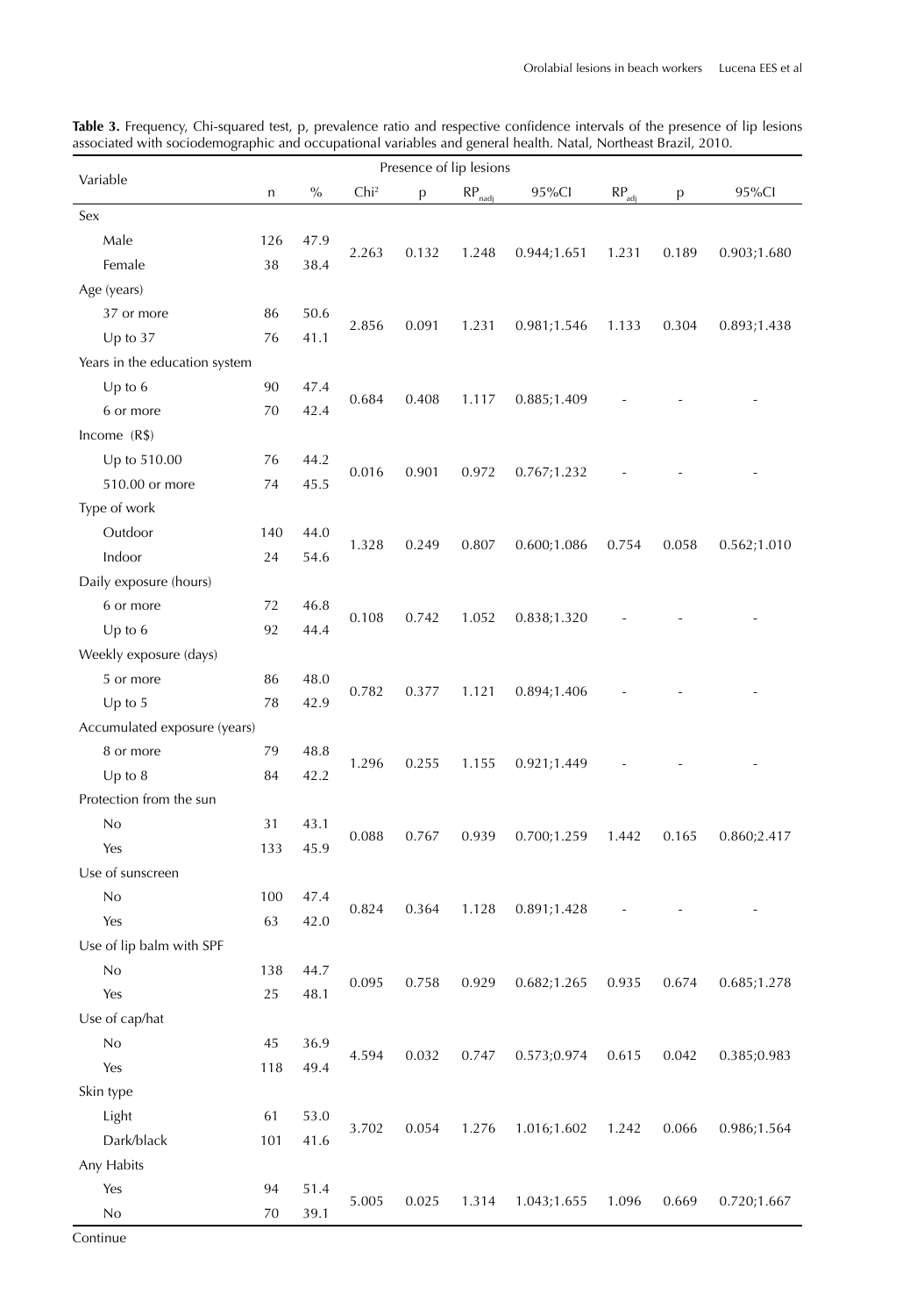**Table 3.** Frequency, Chi-squared test, p, prevalence ratio and respective confidence intervals of the presence of lip lesions associated with sociodemographic and occupational variables and general health. Natal, Northeast Brazil, 2010.

| Variable | Presence of lip lesions | | | | | | | | |
|---|---|---|---|---|---|---|---|---|---|
| | n | % | $Chi^2$ | p | $RP_{nadj}$ | 95%CI | $RP_{adj}$ | p | 95%CI |
| Sex | | | | | | | | | |
| Male | 126 | 47.9 | 2.263 | 0.132 | 1.248 | 0.944;1.651 | 1.231 | 0.189 | 0.903;1.680 |
| Female | 38 | 38.4 | | | | | | | |
| Age (years) | | | | | | | | | |
| 37 or more | 86 | 50.6 | 2.856 | 0.091 | 1.231 | 0.981;1.546 | 1.133 | 0.304 | 0.893;1.438 |
| Up to 37 | 76 | 41.1 | | | | | | | |
| Years in the education system | | | | | | | | | |
| Up to 6 | 90 | 47.4 | 0.684 | 0.408 | 1.117 | 0.885;1.409 | - | - | - |
| 6 or more | 70 | 42.4 | | | | | | | |
| Income (R$) | | | | | | | | | |
| Up to 510.00 | 76 | 44.2 | 0.016 | 0.901 | 0.972 | 0.767;1.232 | - | - | - |
| 510.00 or more | 74 | 45.5 | | | | | | | |
| Type of work | | | | | | | | | |
| Outdoor | 140 | 44.0 | 1.328 | 0.249 | 0.807 | 0.600;1.086 | 0.754 | 0.058 | 0.562;1.010 |
| Indoor | 24 | 54.6 | | | | | | | |
| Daily exposure (hours) | | | | | | | | | |
| 6 or more | 72 | 46.8 | 0.108 | 0.742 | 1.052 | 0.838;1.320 | - | - | - |
| Up to 6 | 92 | 44.4 | | | | | | | |
| Weekly exposure (days) | | | | | | | | | |
| 5 or more | 86 | 48.0 | 0.782 | 0.377 | 1.121 | 0.894;1.406 | - | - | - |
| Up to 5 | 78 | 42.9 | | | | | | | |
| Accumulated exposure (years) | | | | | | | | | |
| 8 or more | 79 | 48.8 | 1.296 | 0.255 | 1.155 | 0.921;1.449 | - | - | - |
| Up to 8 | 84 | 42.2 | | | | | | | |
| Protection from the sun | | | | | | | | | |
| No | 31 | 43.1 | 0.088 | 0.767 | 0.939 | 0.700;1.259 | 1.442 | 0.165 | 0.860;2.417 |
| Yes | 133 | 45.9 | | | | | | | |
| Use of sunscreen | | | | | | | | | |
| No | 100 | 47.4 | 0.824 | 0.364 | 1.128 | 0.891;1.428 | - | - | - |
| Yes | 63 | 42.0 | | | | | | | |
| Use of lip balm with SPF | | | | | | | | | |
| No | 138 | 44.7 | 0.095 | 0.758 | 0.929 | 0.682;1.265 | 0.935 | 0.674 | 0.685;1.278 |
| Yes | 25 | 48.1 | | | | | | | |
| Use of cap/hat | | | | | | | | | |
| No | 45 | 36.9 | 4.594 | 0.032 | 0.747 | 0.573;0.974 | 0.615 | 0.042 | 0.385;0.983 |
| Yes | 118 | 49.4 | | | | | | | |
| Skin type | | | | | | | | | |
| Light | 61 | 53.0 | 3.702 | 0.054 | 1.276 | 1.016;1.602 | 1.242 | 0.066 | 0.986;1.564 |
| Dark/black | 101 | 41.6 | | | | | | | |
| Any Habits | | | | | | | | | |
| Yes | 94 | 51.4 | 5.005 | 0.025 | 1.314 | 1.043;1.655 | 1.096 | 0.669 | 0.720;1.667 |
| No | 70 | 39.1 | | | | | | | |

Continue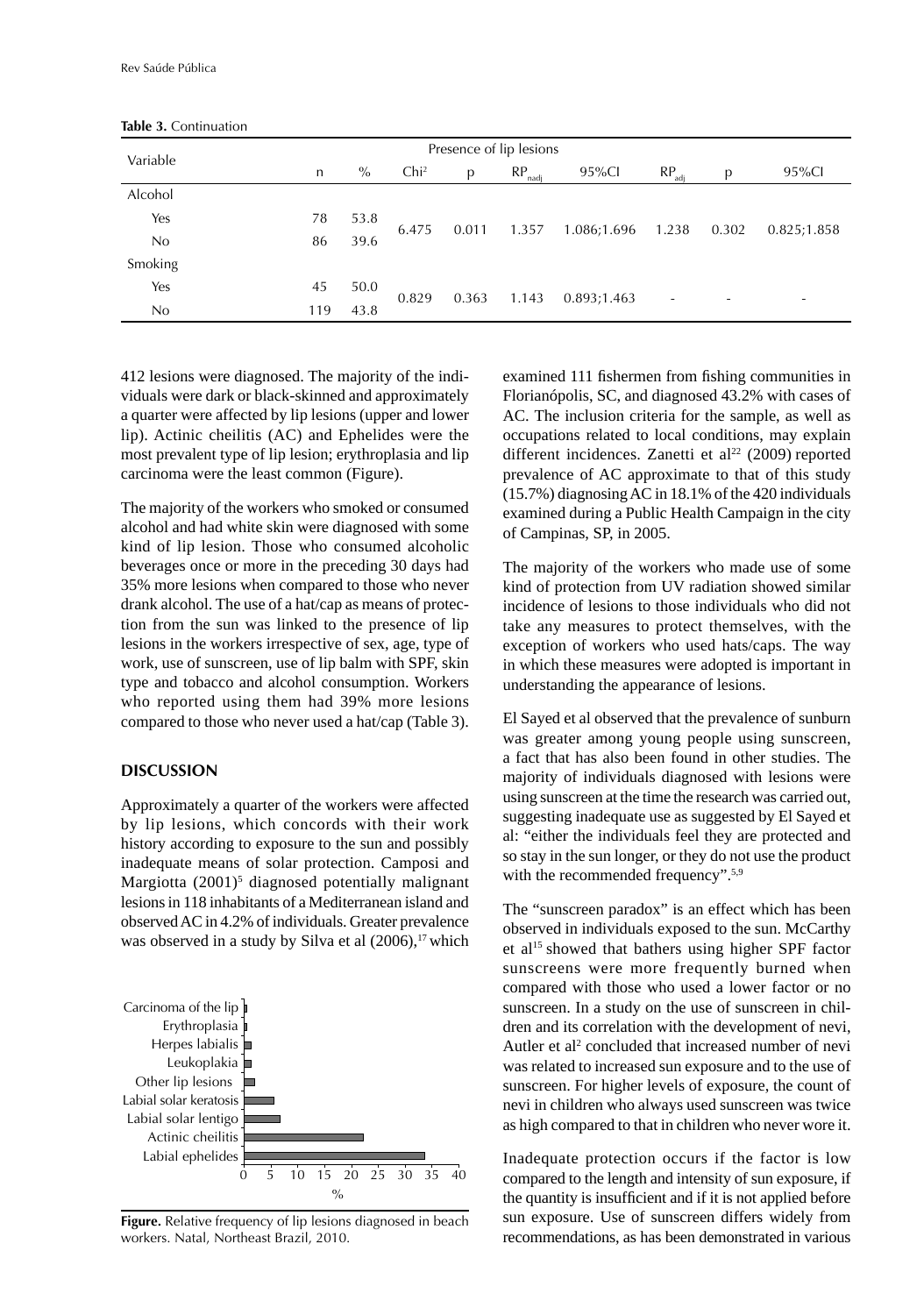**Table 3.** Continuation

| Variable | Presence of lip lesions | | | | | | | | |
|---|---|---|---|---|---|---|---|---|---|
| | n | % | $Chi^2$ | p | $RP_{nadj}$ | 95%CI | $RP_{adj}$ | p | 95%CI |
| Alcohol | | | | | | | | | |
| Yes | 78 | 53.8 | 6.475 | 0.011 | 1.357 | 1.086;1.696 | 1.238 | 0.302 | 0.825;1.858 |
| No | 86 | 39.6 | | | | | | | |
| Smoking | | | | | | | | | |
| Yes | 45 | 50.0 | 0.829 | 0.363 | 1.143 | 0.893;1.463 | - | - | - |
| No | 119 | 43.8 | | | | | | | |

412 lesions were diagnosed. The majority of the individuals were dark or black-skinned and approximately a quarter were affected by lip lesions (upper and lower lip). Actinic cheilitis (AC) and Ephelides were the most prevalent type of lip lesion; erythroplasia and lip carcinoma were the least common (Figure).

The majority of the workers who smoked or consumed alcohol and had white skin were diagnosed with some kind of lip lesion. Those who consumed alcoholic beverages once or more in the preceding 30 days had 35% more lesions when compared to those who never drank alcohol. The use of a hat/cap as means of protection from the sun was linked to the presence of lip lesions in the workers irrespective of sex, age, type of work, use of sunscreen, use of lip balm with SPF, skin type and tobacco and alcohol consumption. Workers who reported using them had 39% more lesions compared to those who never used a hat/cap (Table 3).

## DISCUSSION

Approximately a quarter of the workers were affected by lip lesions, which concords with their work history according to exposure to the sun and possibly inadequate means of solar protection. Camposi and Margiotta (2001)[5] diagnosed potentially malignant lesions in 118 inhabitants of a Mediterranean island and observed AC in 4.2% of individuals. Greater prevalence was observed in a study by Silva et al (2006),[17] which examined 111 fishermen from fishing communities in Florianópolis, SC, and diagnosed 43.2% with cases of AC. The inclusion criteria for the sample, as well as occupations related to local conditions, may explain different incidences. Zanetti et al[22] (2009) reported prevalence of AC approximate to that of this study (15.7%) diagnosing AC in 18.1% of the 420 individuals examined during a Public Health Campaign in the city of Campinas, SP, in 2005.

Carcinoma of the lip, Erythroplasia, Herpes labialis, Leukoplakia, Other lip lesions, Labial solar keratosis, Labial solar lentigo, Actinic cheilitis, Labial ephelides (x-axis: %, 0–40)

**Figure.** Relative frequency of lip lesions diagnosed in beach workers. Natal, Northeast Brazil, 2010.

The majority of the workers who made use of some kind of protection from UV radiation showed similar incidence of lesions to those individuals who did not take any measures to protect themselves, with the exception of workers who used hats/caps. The way in which these measures were adopted is important in understanding the appearance of lesions.

El Sayed et al observed that the prevalence of sunburn was greater among young people using sunscreen, a fact that has also been found in other studies. The majority of individuals diagnosed with lesions were using sunscreen at the time the research was carried out, suggesting inadequate use as suggested by El Sayed et al: "either the individuals feel they are protected and so stay in the sun longer, or they do not use the product with the recommended frequency".[5,9]

The "sunscreen paradox" is an effect which has been observed in individuals exposed to the sun. McCarthy et al[15] showed that bathers using higher SPF factor sunscreens were more frequently burned when compared with those who used a lower factor or no sunscreen. In a study on the use of sunscreen in children and its correlation with the development of nevi, Autler et al[2] concluded that increased number of nevi was related to increased sun exposure and to the use of sunscreen. For higher levels of exposure, the count of nevi in children who always used sunscreen was twice as high compared to that in children who never wore it.

Inadequate protection occurs if the factor is low compared to the length and intensity of sun exposure, if the quantity is insufficient and if it is not applied before sun exposure. Use of sunscreen differs widely from recommendations, as has been demonstrated in various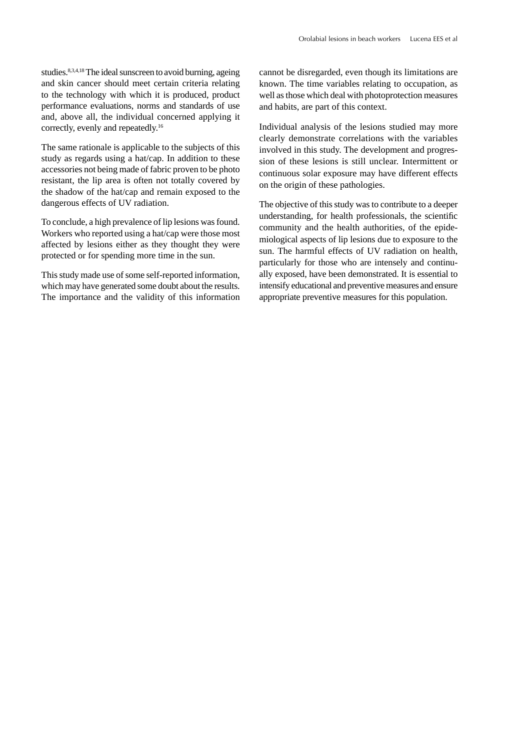studies.[8,3,4,18] The ideal sunscreen to avoid burning, ageing and skin cancer should meet certain criteria relating to the technology with which it is produced, product performance evaluations, norms and standards of use and, above all, the individual concerned applying it correctly, evenly and repeatedly.[16]

The same rationale is applicable to the subjects of this study as regards using a hat/cap. In addition to these accessories not being made of fabric proven to be photo resistant, the lip area is often not totally covered by the shadow of the hat/cap and remain exposed to the dangerous effects of UV radiation.

To conclude, a high prevalence of lip lesions was found. Workers who reported using a hat/cap were those most affected by lesions either as they thought they were protected or for spending more time in the sun.

This study made use of some self-reported information, which may have generated some doubt about the results. The importance and the validity of this information cannot be disregarded, even though its limitations are known. The time variables relating to occupation, as well as those which deal with photoprotection measures and habits, are part of this context.

Individual analysis of the lesions studied may more clearly demonstrate correlations with the variables involved in this study. The development and progression of these lesions is still unclear. Intermittent or continuous solar exposure may have different effects on the origin of these pathologies.

The objective of this study was to contribute to a deeper understanding, for health professionals, the scientific community and the health authorities, of the epidemiological aspects of lip lesions due to exposure to the sun. The harmful effects of UV radiation on health, particularly for those who are intensely and continually exposed, have been demonstrated. It is essential to intensify educational and preventive measures and ensure appropriate preventive measures for this population.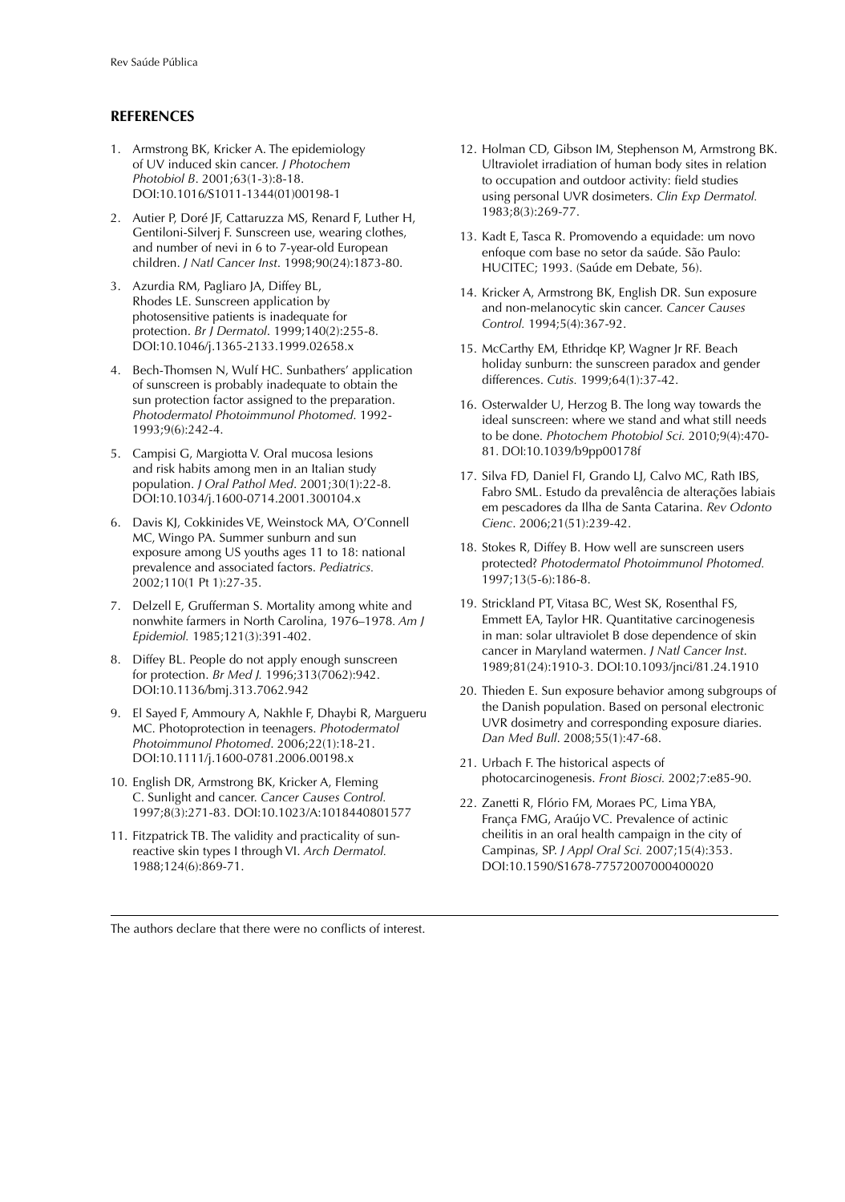## REFERENCES

1. Armstrong BK, Kricker A. The epidemiology of UV induced skin cancer. *J Photochem Photobiol B*. 2001;63(1-3):8-18. DOI:10.1016/S1011-1344(01)00198-1
2. Autier P, Doré JF, Cattaruzza MS, Renard F, Luther H, Gentiloni-Silverj F. Sunscreen use, wearing clothes, and number of nevi in 6 to 7-year-old European children. *J Natl Cancer Inst*. 1998;90(24):1873-80.
3. Azurdia RM, Pagliaro JA, Diffey BL, Rhodes LE. Sunscreen application by photosensitive patients is inadequate for protection. *Br J Dermatol*. 1999;140(2):255-8. DOI:10.1046/j.1365-2133.1999.02658.x
4. Bech-Thomsen N, Wulf HC. Sunbathers' application of sunscreen is probably inadequate to obtain the sun protection factor assigned to the preparation. *Photodermatol Photoimmunol Photomed*. 1992-1993;9(6):242-4.
5. Campisi G, Margiotta V. Oral mucosa lesions and risk habits among men in an Italian study population. *J Oral Pathol Med*. 2001;30(1):22-8. DOI:10.1034/j.1600-0714.2001.300104.x
6. Davis KJ, Cokkinides VE, Weinstock MA, O'Connell MC, Wingo PA. Summer sunburn and sun exposure among US youths ages 11 to 18: national prevalence and associated factors. *Pediatrics*. 2002;110(1 Pt 1):27-35.
7. Delzell E, Grufferman S. Mortality among white and nonwhite farmers in North Carolina, 1976–1978. *Am J Epidemiol*. 1985;121(3):391-402.
8. Diffey BL. People do not apply enough sunscreen for protection. *Br Med J*. 1996;313(7062):942. DOI:10.1136/bmj.313.7062.942
9. El Sayed F, Ammoury A, Nakhle F, Dhaybi R, Margueru MC. Photoprotection in teenagers. *Photodermatol Photoimmunol Photomed*. 2006;22(1):18-21. DOI:10.1111/j.1600-0781.2006.00198.x
10. English DR, Armstrong BK, Kricker A, Fleming C. Sunlight and cancer. *Cancer Causes Control*. 1997;8(3):271-83. DOI:10.1023/A:1018440801577
11. Fitzpatrick TB. The validity and practicality of sun-reactive skin types I through VI. *Arch Dermatol*. 1988;124(6):869-71.
12. Holman CD, Gibson IM, Stephenson M, Armstrong BK. Ultraviolet irradiation of human body sites in relation to occupation and outdoor activity: field studies using personal UVR dosimeters. *Clin Exp Dermatol*. 1983;8(3):269-77.
13. Kadt E, Tasca R. Promovendo a equidade: um novo enfoque com base no setor da saúde. São Paulo: HUCITEC; 1993. (Saúde em Debate, 56).
14. Kricker A, Armstrong BK, English DR. Sun exposure and non-melanocytic skin cancer. *Cancer Causes Control*. 1994;5(4):367-92.
15. McCarthy EM, Ethridqe KP, Wagner Jr RF. Beach holiday sunburn: the sunscreen paradox and gender differences. *Cutis*. 1999;64(1):37-42.
16. Osterwalder U, Herzog B. The long way towards the ideal sunscreen: where we stand and what still needs to be done. *Photochem Photobiol Sci*. 2010;9(4):470-81. DOI:10.1039/b9pp00178f
17. Silva FD, Daniel FI, Grando LJ, Calvo MC, Rath IBS, Fabro SML. Estudo da prevalência de alterações labiais em pescadores da Ilha de Santa Catarina. *Rev Odonto Cienc*. 2006;21(51):239-42.
18. Stokes R, Diffey B. How well are sunscreen users protected? *Photodermatol Photoimmunol Photomed*. 1997;13(5-6):186-8.
19. Strickland PT, Vitasa BC, West SK, Rosenthal FS, Emmett EA, Taylor HR. Quantitative carcinogenesis in man: solar ultraviolet B dose dependence of skin cancer in Maryland watermen. *J Natl Cancer Inst*. 1989;81(24):1910-3. DOI:10.1093/jnci/81.24.1910
20. Thieden E. Sun exposure behavior among subgroups of the Danish population. Based on personal electronic UVR dosimetry and corresponding exposure diaries. *Dan Med Bull*. 2008;55(1):47-68.
21. Urbach F. The historical aspects of photocarcinogenesis. *Front Biosci*. 2002;7:e85-90.
22. Zanetti R, Flório FM, Moraes PC, Lima YBA, França FMG, Araújo VC. Prevalence of actinic cheilitis in an oral health campaign in the city of Campinas, SP. *J Appl Oral Sci*. 2007;15(4):353. DOI:10.1590/S1678-77572007000400020

---

The authors declare that there were no conflicts of interest.